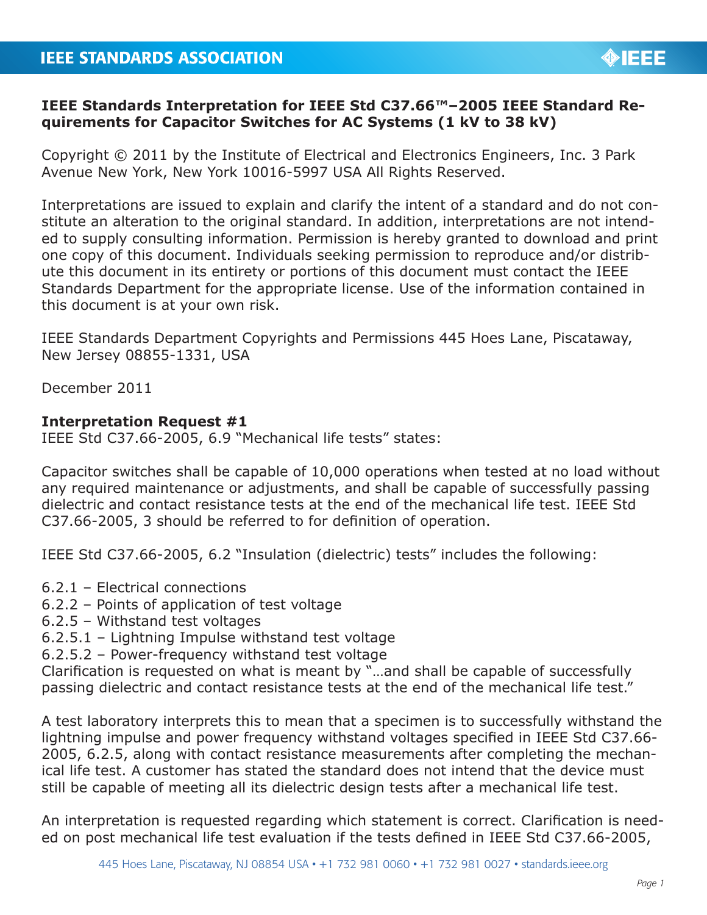**IEEE Standards Interpretation for IEEE Std C37.66™–2005 IEEE Standard Requirements for Capacitor Switches for AC Systems (1 kV to 38 kV)**

Copyright © 2011 by the Institute of Electrical and Electronics Engineers, Inc. 3 Park Avenue New York, New York 10016-5997 USA All Rights Reserved.

Interpretations are issued to explain and clarify the intent of a standard and do not constitute an alteration to the original standard. In addition, interpretations are not intended to supply consulting information. Permission is hereby granted to download and print one copy of this document. Individuals seeking permission to reproduce and/or distribute this document in its entirety or portions of this document must contact the IEEE Standards Department for the appropriate license. Use of the information contained in this document is at your own risk.

IEEE Standards Department Copyrights and Permissions 445 Hoes Lane, Piscataway, New Jersey 08855-1331, USA

December 2011

**Interpretation Request #1**

IEEE Std C37.66-2005, 6.9 "Mechanical life tests" states:

Capacitor switches shall be capable of 10,000 operations when tested at no load without any required maintenance or adjustments, and shall be capable of successfully passing dielectric and contact resistance tests at the end of the mechanical life test. IEEE Std C37.66-2005, 3 should be referred to for definition of operation.

IEEE Std C37.66-2005, 6.2 "Insulation (dielectric) tests" includes the following:

6.2.1 – Electrical connections
6.2.2 – Points of application of test voltage
6.2.5 – Withstand test voltages
6.2.5.1 – Lightning Impulse withstand test voltage
6.2.5.2 – Power-frequency withstand test voltage

Clarification is requested on what is meant by "…and shall be capable of successfully passing dielectric and contact resistance tests at the end of the mechanical life test."

A test laboratory interprets this to mean that a specimen is to successfully withstand the lightning impulse and power frequency withstand voltages specified in IEEE Std C37.66-2005, 6.2.5, along with contact resistance measurements after completing the mechanical life test. A customer has stated the standard does not intend that the device must still be capable of meeting all its dielectric design tests after a mechanical life test.

An interpretation is requested regarding which statement is correct. Clarification is needed on post mechanical life test evaluation if the tests defined in IEEE Std C37.66-2005,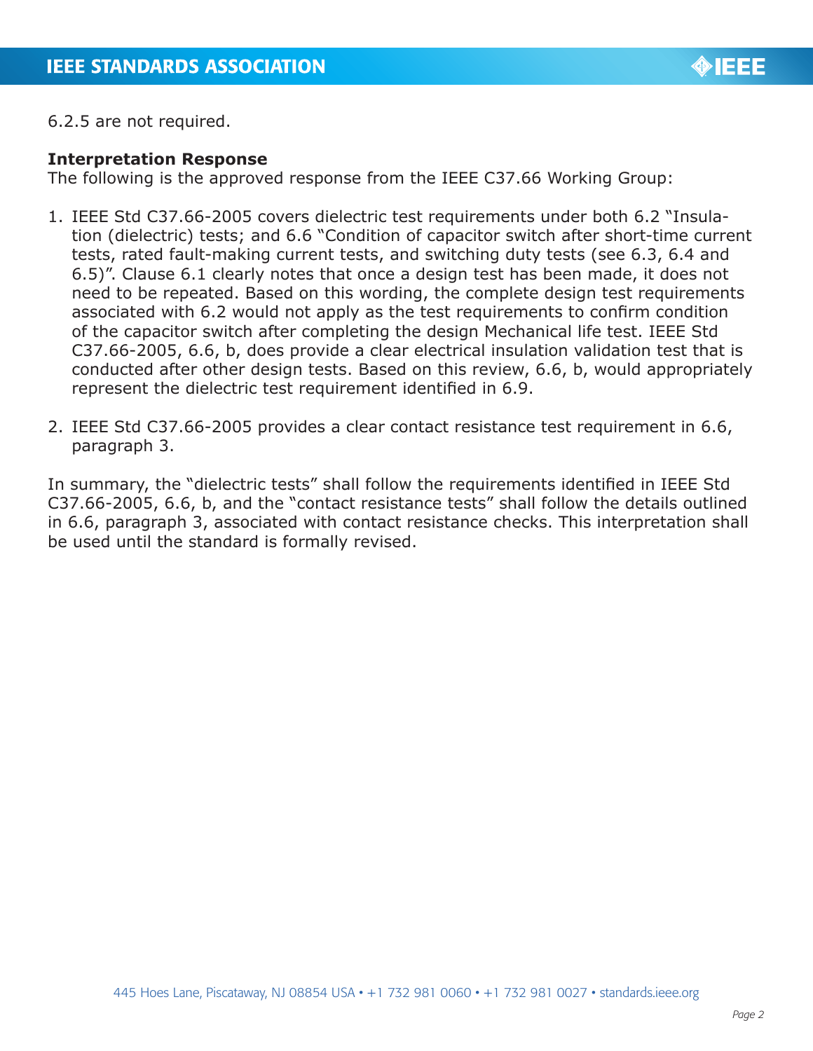6.2.5 are not required.

**Interpretation Response**

The following is the approved response from the IEEE C37.66 Working Group:

1. IEEE Std C37.66-2005 covers dielectric test requirements under both 6.2 "Insulation (dielectric) tests; and 6.6 "Condition of capacitor switch after short-time current tests, rated fault-making current tests, and switching duty tests (see 6.3, 6.4 and 6.5)". Clause 6.1 clearly notes that once a design test has been made, it does not need to be repeated. Based on this wording, the complete design test requirements associated with 6.2 would not apply as the test requirements to confirm condition of the capacitor switch after completing the design Mechanical life test. IEEE Std C37.66-2005, 6.6, b, does provide a clear electrical insulation validation test that is conducted after other design tests. Based on this review, 6.6, b, would appropriately represent the dielectric test requirement identified in 6.9.

2. IEEE Std C37.66-2005 provides a clear contact resistance test requirement in 6.6, paragraph 3.

In summary, the "dielectric tests" shall follow the requirements identified in IEEE Std C37.66-2005, 6.6, b, and the "contact resistance tests" shall follow the details outlined in 6.6, paragraph 3, associated with contact resistance checks. This interpretation shall be used until the standard is formally revised.